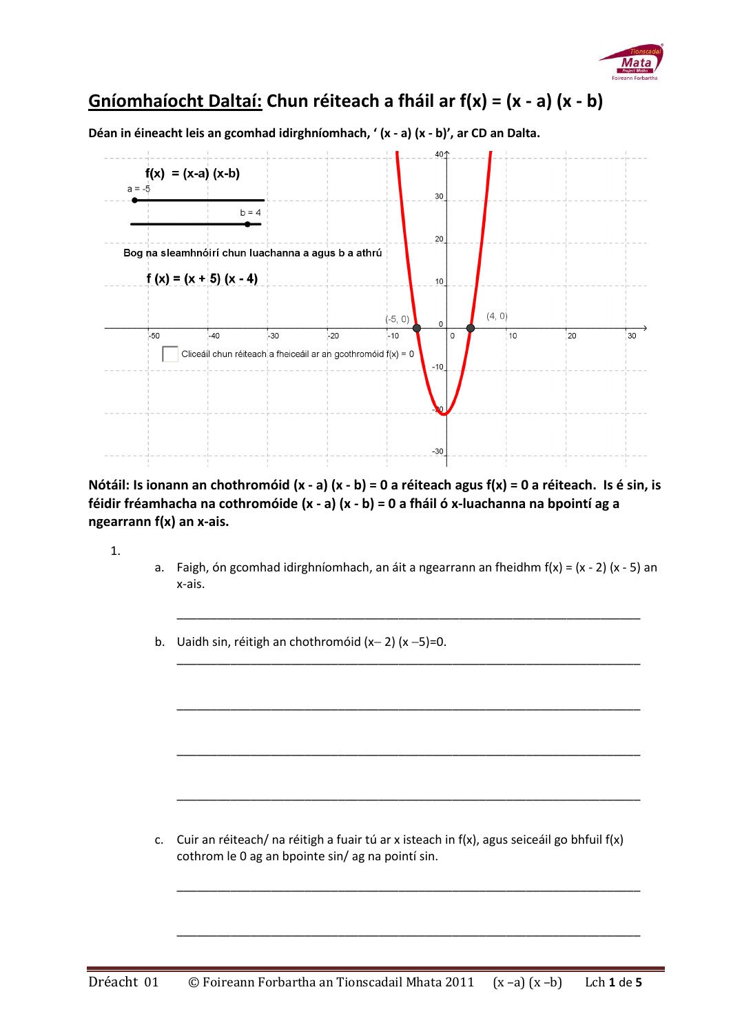# Gníomhaíocht Daltaí: Chun réiteach a fháil ar $f(x) = (x - a)(x - b)$

**Déan in éineacht leis an gcomhad idirghníomhach, ‘ (x - a) (x - b)’, ar CD an Dalta.**

$f(x) = (x-a)(x-b)$

a = -5

b = 4

Bog na sleamhnóirí chun luachanna a agus b a athrú

$f(x) = (x + 5)(x - 4)$

(-5, 0)

(4, 0)

Cliceáil chun réiteach a fheiceáil ar an gcothromóid f(x) = 0

**Nótáil: Is ionann an chothromóid $(x - a)(x - b) = 0$ a réiteach agus $f(x) = 0$ a réiteach. Is é sin, is féidir fréamhacha na cothromóide $(x - a)(x - b) = 0$ a fháil ó x-luachanna na bpointí ag a ngearrann f(x) an x-ais.**

1.

a. Faigh, ón gcomhad idirghníomhach, an áit a ngearrann an fheidhm $f(x) = (x - 2)(x - 5)$ an x-ais.

___________________________________________________________________________

b. Uaidh sin, réitigh an chothromóid $(x- 2)(x -5)=0$.

___________________________________________________________________________

___________________________________________________________________________

___________________________________________________________________________

___________________________________________________________________________

c. Cuir an réiteach/ na réitigh a fuair tú ar x isteach in f(x), agus seiceáil go bhfuil f(x) cothrom le 0 ag an bpointe sin/ ag na pointí sin.

___________________________________________________________________________

___________________________________________________________________________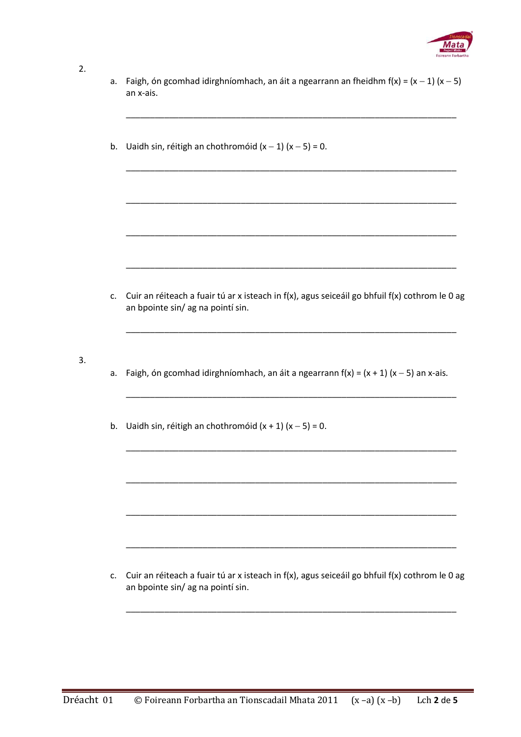2.

a. Faigh, ón gcomhad idirghníomhach, an áit a ngearrann an fheidhm $f(x) = (x - 1)(x - 5)$ an x-ais.

_______________________________________________________________________

b. Uaidh sin, réitigh an chothromóid $(x - 1)(x - 5) = 0$.

_______________________________________________________________________

_______________________________________________________________________

_______________________________________________________________________

_______________________________________________________________________

c. Cuir an réiteach a fuair tú ar x isteach in $f(x)$, agus seiceáil go bhfuil $f(x)$ cothrom le 0 ag an bpointe sin/ ag na pointí sin.

_______________________________________________________________________

3.

a. Faigh, ón gcomhad idirghníomhach, an áit a ngearrann $f(x) = (x + 1)(x - 5)$ an x-ais.

_______________________________________________________________________

b. Uaidh sin, réitigh an chothromóid $(x + 1)(x - 5) = 0$.

_______________________________________________________________________

_______________________________________________________________________

_______________________________________________________________________

_______________________________________________________________________

c. Cuir an réiteach a fuair tú ar x isteach in $f(x)$, agus seiceáil go bhfuil $f(x)$ cothrom le 0 ag an bpointe sin/ ag na pointí sin.

_______________________________________________________________________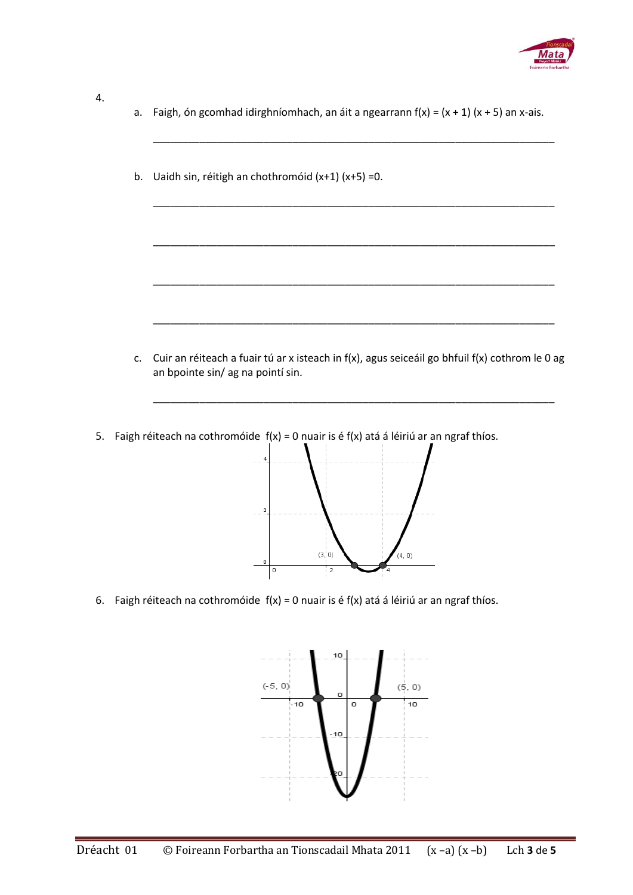4.

a. Faigh, ón gcomhad idirghníomhach, an áit a ngearrann $f(x) = (x + 1)(x + 5)$ an x-ais.

______________________________________________________________________

b. Uaidh sin, réitigh an chothromóid $(x+1)(x+5) = 0$.

______________________________________________________________________

______________________________________________________________________

______________________________________________________________________

______________________________________________________________________

c. Cuir an réiteach a fuair tú ar x isteach in $f(x)$, agus seiceáil go bhfuil $f(x)$ cothrom le 0 ag an bpointe sin/ ag na pointí sin.

______________________________________________________________________

5. Faigh réiteach na cothromóide $f(x) = 0$ nuair is é $f(x)$ atá á léiriú ar an ngraf thíos.

6. Faigh réiteach na cothromóide $f(x) = 0$ nuair is é $f(x)$ atá á léiriú ar an ngraf thíos.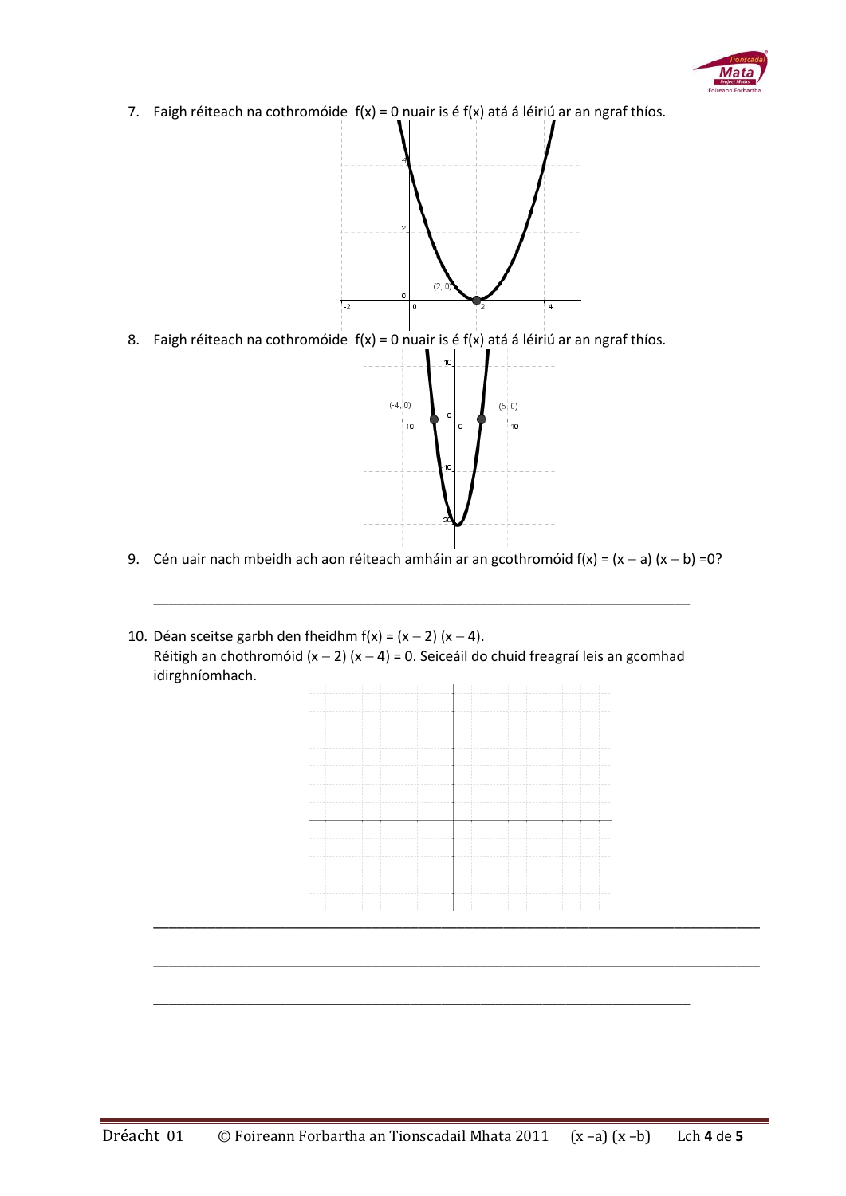7. Faigh réiteach na cothromóide $f(x) = 0$ nuair is é $f(x)$ atá á léiriú ar an ngraf thíos.

8. Faigh réiteach na cothromóide $f(x) = 0$ nuair is é $f(x)$ atá á léiriú ar an ngraf thíos.

9. Cén uair nach mbeidh ach aon réiteach amháin ar an gcothromóid $f(x) = (x - a)(x - b) = 0$?

_______________________________________________________________________

10. Déan sceitse garbh den fheidhm $f(x) = (x - 2)(x - 4)$.
    Réitigh an chothromóid $(x - 2)(x - 4) = 0$. Seiceáil do chuid freagraí leis an gcomhad idirghníomhach.

_______________________________________________________________________

_______________________________________________________________________

_______________________________________________________________________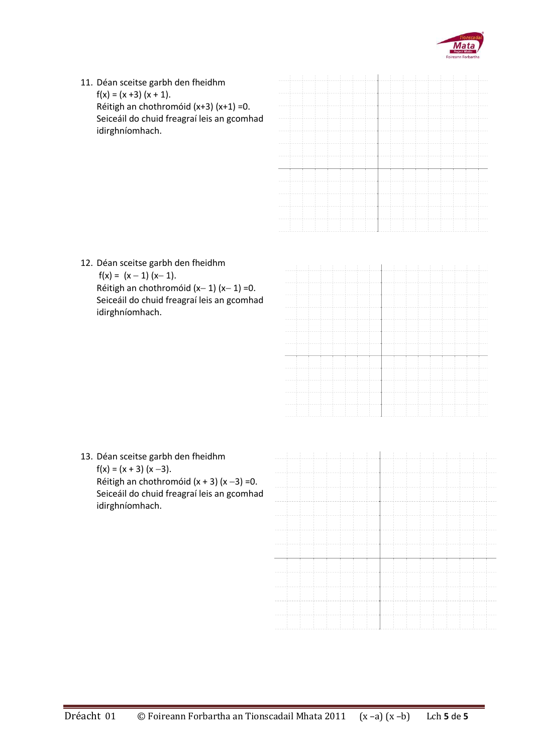11. Déan sceitse garbh den fheidhm
    $f(x) = (x+3)(x+1)$.
    Réitigh an chothromóid $(x+3)(x+1) = 0$.
    Seiceáil do chuid freagraí leis an gcomhad idirghníomhach.

12. Déan sceitse garbh den fheidhm
    $f(x) = (x-1)(x-1)$.
    Réitigh an chothromóid $(x-1)(x-1) = 0$.
    Seiceáil do chuid freagraí leis an gcomhad idirghníomhach.

13. Déan sceitse garbh den fheidhm
    $f(x) = (x+3)(x-3)$.
    Réitigh an chothromóid $(x+3)(x-3) = 0$.
    Seiceáil do chuid freagraí leis an gcomhad idirghníomhach.